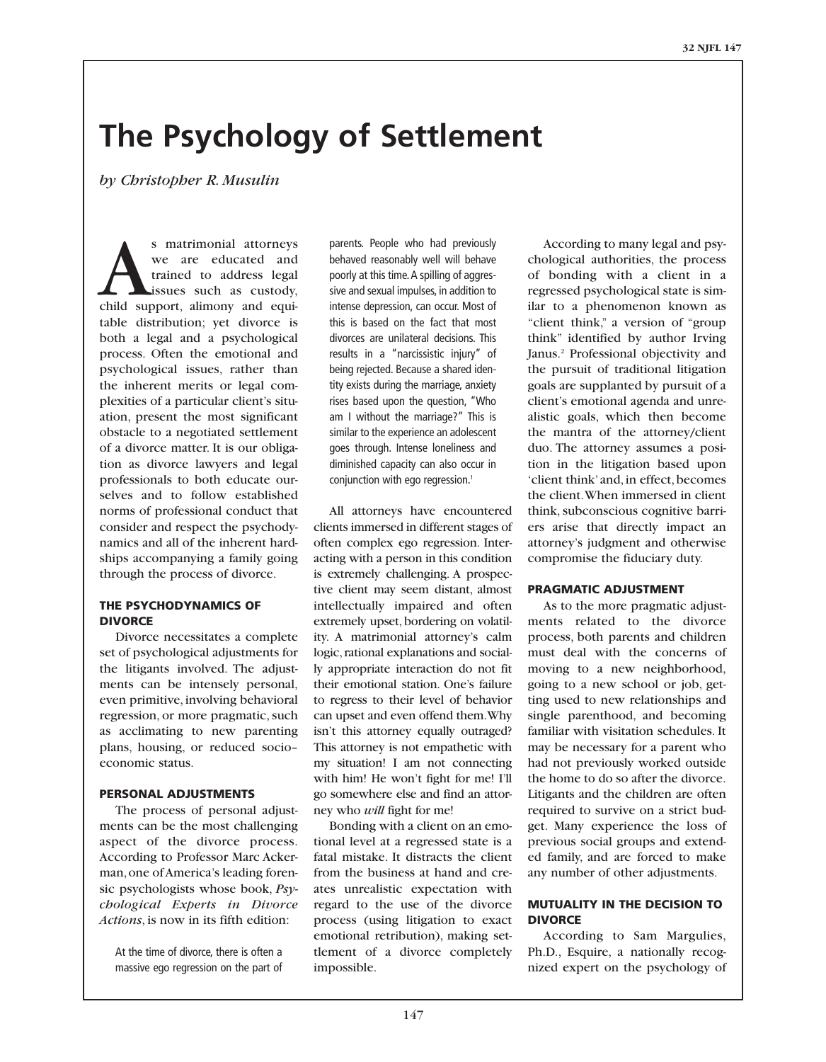# The Psychology of Settlement

*by Christopher R. Musulin*

As matrimonial attorneys we are educated and trained to address legal issues such as custody, child support, alimony and equitable distribution; yet divorce is both a legal and a psychological process. Often the emotional and psychological issues, rather than the inherent merits or legal complexities of a particular client's situation, present the most significant obstacle to a negotiated settlement of a divorce matter. It is our obligation as divorce lawyers and legal professionals to both educate ourselves and to follow established norms of professional conduct that consider and respect the psychodynamics and all of the inherent hardships accompanying a family going through the process of divorce.

### THE PSYCHODYNAMICS OF DIVORCE

Divorce necessitates a complete set of psychological adjustments for the litigants involved. The adjustments can be intensely personal, even primitive, involving behavioral regression, or more pragmatic, such as acclimating to new parenting plans, housing, or reduced socio–economic status.

### PERSONAL ADJUSTMENTS

The process of personal adjustments can be the most challenging aspect of the divorce process. According to Professor Marc Ackerman, one of America's leading forensic psychologists whose book, *Psychological Experts in Divorce Actions*, is now in its fifth edition:

> At the time of divorce, there is often a massive ego regression on the part of parents. People who had previously behaved reasonably well will behave poorly at this time. A spilling of aggressive and sexual impulses, in addition to intense depression, can occur. Most of this is based on the fact that most divorces are unilateral decisions. This results in a "narcissistic injury" of being rejected. Because a shared identity exists during the marriage, anxiety rises based upon the question, "Who am I without the marriage?" This is similar to the experience an adolescent goes through. Intense loneliness and diminished capacity can also occur in conjunction with ego regression.[1]

All attorneys have encountered clients immersed in different stages of often complex ego regression. Interacting with a person in this condition is extremely challenging. A prospective client may seem distant, almost intellectually impaired and often extremely upset, bordering on volatility. A matrimonial attorney's calm logic, rational explanations and socially appropriate interaction do not fit their emotional station. One's failure to regress to their level of behavior can upset and even offend them. Why isn't this attorney equally outraged? This attorney is not empathetic with my situation! I am not connecting with him! He won't fight for me! I'll go somewhere else and find an attorney who *will* fight for me!

Bonding with a client on an emotional level at a regressed state is a fatal mistake. It distracts the client from the business at hand and creates unrealistic expectation with regard to the use of the divorce process (using litigation to exact emotional retribution), making settlement of a divorce completely impossible.

According to many legal and psychological authorities, the process of bonding with a client in a regressed psychological state is similar to a phenomenon known as "client think," a version of "group think" identified by author Irving Janus.[2] Professional objectivity and the pursuit of traditional litigation goals are supplanted by pursuit of a client's emotional agenda and unrealistic goals, which then become the mantra of the attorney/client duo. The attorney assumes a position in the litigation based upon 'client think' and, in effect, becomes the client. When immersed in client think, subconscious cognitive barriers arise that directly impact an attorney's judgment and otherwise compromise the fiduciary duty.

### PRAGMATIC ADJUSTMENT

As to the more pragmatic adjustments related to the divorce process, both parents and children must deal with the concerns of moving to a new neighborhood, going to a new school or job, getting used to new relationships and single parenthood, and becoming familiar with visitation schedules. It may be necessary for a parent who had not previously worked outside the home to do so after the divorce. Litigants and the children are often required to survive on a strict budget. Many experience the loss of previous social groups and extended family, and are forced to make any number of other adjustments.

### MUTUALITY IN THE DECISION TO DIVORCE

According to Sam Margulies, Ph.D., Esquire, a nationally recognized expert on the psychology of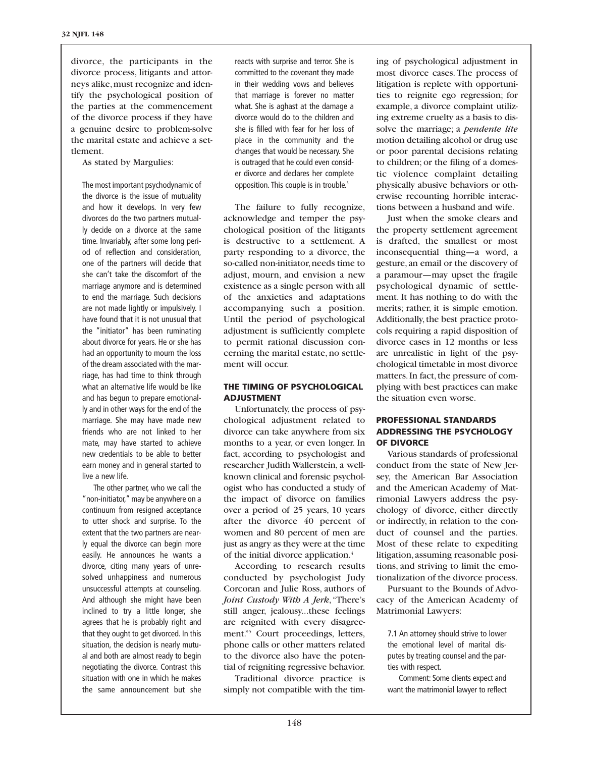divorce, the participants in the divorce process, litigants and attorneys alike, must recognize and identify the psychological position of the parties at the commencement of the divorce process if they have a genuine desire to problem-solve the marital estate and achieve a settlement.

As stated by Margulies:

> The most important psychodynamic of the divorce is the issue of mutuality and how it develops. In very few divorces do the two partners mutually decide on a divorce at the same time. Invariably, after some long period of reflection and consideration, one of the partners will decide that she can't take the discomfort of the marriage anymore and is determined to end the marriage. Such decisions are not made lightly or impulsively. I have found that it is not unusual that the "initiator" has been ruminating about divorce for years. He or she has had an opportunity to mourn the loss of the dream associated with the marriage, has had time to think through what an alternative life would be like and has begun to prepare emotionally and in other ways for the end of the marriage. She may have made new friends who are not linked to her mate, may have started to achieve new credentials to be able to better earn money and in general started to live a new life.
>
> The other partner, who we call the "non-initiator," may be anywhere on a continuum from resigned acceptance to utter shock and surprise. To the extent that the two partners are nearly equal the divorce can begin more easily. He announces he wants a divorce, citing many years of unresolved unhappiness and numerous unsuccessful attempts at counseling. And although she might have been inclined to try a little longer, she agrees that he is probably right and that they ought to get divorced. In this situation, the decision is nearly mutual and both are almost ready to begin negotiating the divorce. Contrast this situation with one in which he makes the same announcement but she reacts with surprise and terror. She is committed to the covenant they made in their wedding vows and believes that marriage is forever no matter what. She is aghast at the damage a divorce would do to the children and she is filled with fear for her loss of place in the community and the changes that would be necessary. She is outraged that he could even consider divorce and declares her complete opposition. This couple is in trouble.[3]

The failure to fully recognize, acknowledge and temper the psychological position of the litigants is destructive to a settlement. A party responding to a divorce, the so-called non-initiator, needs time to adjust, mourn, and envision a new existence as a single person with all of the anxieties and adaptations accompanying such a position. Until the period of psychological adjustment is sufficiently complete to permit rational discussion concerning the marital estate, no settlement will occur.

## THE TIMING OF PSYCHOLOGICAL ADJUSTMENT

Unfortunately, the process of psychological adjustment related to divorce can take anywhere from six months to a year, or even longer. In fact, according to psychologist and researcher Judith Wallerstein, a well-known clinical and forensic psychologist who has conducted a study of the impact of divorce on families over a period of 25 years, 10 years after the divorce 40 percent of women and 80 percent of men are just as angry as they were at the time of the initial divorce application.[4]

According to research results conducted by psychologist Judy Corcoran and Julie Ross, authors of *Joint Custody With A Jerk*, "There's still anger, jealousy...these feelings are reignited with every disagreement."[5] Court proceedings, letters, phone calls or other matters related to the divorce also have the potential of reigniting regressive behavior.

Traditional divorce practice is simply not compatible with the timing of psychological adjustment in most divorce cases. The process of litigation is replete with opportunities to reignite ego regression; for example, a divorce complaint utilizing extreme cruelty as a basis to dissolve the marriage; a *pendente lite* motion detailing alcohol or drug use or poor parental decisions relating to children; or the filing of a domestic violence complaint detailing physically abusive behaviors or otherwise recounting horrible interactions between a husband and wife.

Just when the smoke clears and the property settlement agreement is drafted, the smallest or most inconsequential thing—a word, a gesture, an email or the discovery of a paramour—may upset the fragile psychological dynamic of settlement. It has nothing to do with the merits; rather, it is simple emotion. Additionally, the best practice protocols requiring a rapid disposition of divorce cases in 12 months or less are unrealistic in light of the psychological timetable in most divorce matters. In fact, the pressure of complying with best practices can make the situation even worse.

## PROFESSIONAL STANDARDS ADDRESSING THE PSYCHOLOGY OF DIVORCE

Various standards of professional conduct from the state of New Jersey, the American Bar Association and the American Academy of Matrimonial Lawyers address the psychology of divorce, either directly or indirectly, in relation to the conduct of counsel and the parties. Most of these relate to expediting litigation, assuming reasonable positions, and striving to limit the emotionalization of the divorce process.

Pursuant to the Bounds of Advocacy of the American Academy of Matrimonial Lawyers:

> 7.1 An attorney should strive to lower the emotional level of marital disputes by treating counsel and the parties with respect.
>
> Comment: Some clients expect and want the matrimonial lawyer to reflect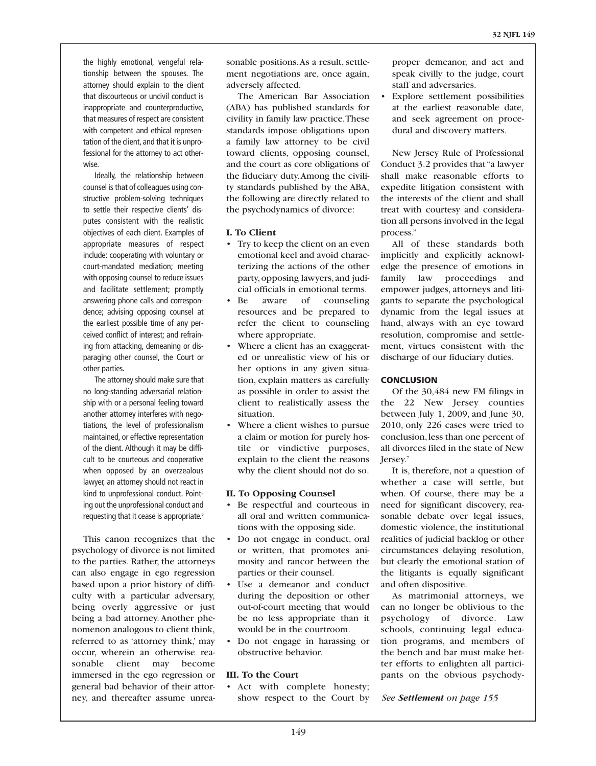the highly emotional, vengeful relationship between the spouses. The attorney should explain to the client that discourteous or uncivil conduct is inappropriate and counterproductive, that measures of respect are consistent with competent and ethical representation of the client, and that it is unprofessional for the attorney to act otherwise.

Ideally, the relationship between counsel is that of colleagues using constructive problem-solving techniques to settle their respective clients' disputes consistent with the realistic objectives of each client. Examples of appropriate measures of respect include: cooperating with voluntary or court-mandated mediation; meeting with opposing counsel to reduce issues and facilitate settlement; promptly answering phone calls and correspondence; advising opposing counsel at the earliest possible time of any perceived conflict of interest; and refraining from attacking, demeaning or disparaging other counsel, the Court or other parties.

The attorney should make sure that no long-standing adversarial relationship with or a personal feeling toward another attorney interferes with negotiations, the level of professionalism maintained, or effective representation of the client. Although it may be difficult to be courteous and cooperative when opposed by an overzealous lawyer, an attorney should not react in kind to unprofessional conduct. Pointing out the unprofessional conduct and requesting that it cease is appropriate.[6]

This canon recognizes that the psychology of divorce is not limited to the parties. Rather, the attorneys can also engage in ego regression based upon a prior history of difficulty with a particular adversary, being overly aggressive or just being a bad attorney. Another phenomenon analogous to client think, referred to as 'attorney think,' may occur, wherein an otherwise reasonable client may become immersed in the ego regression or general bad behavior of their attorney, and thereafter assume unreasonable positions. As a result, settlement negotiations are, once again, adversely affected.

The American Bar Association (ABA) has published standards for civility in family law practice. These standards impose obligations upon a family law attorney to be civil toward clients, opposing counsel, and the court as core obligations of the fiduciary duty. Among the civility standards published by the ABA, the following are directly related to the psychodynamics of divorce:

**I. To Client**

- Try to keep the client on an even emotional keel and avoid characterizing the actions of the other party, opposing lawyers, and judicial officials in emotional terms.
- Be aware of counseling resources and be prepared to refer the client to counseling where appropriate.
- Where a client has an exaggerated or unrealistic view of his or her options in any given situation, explain matters as carefully as possible in order to assist the client to realistically assess the situation.
- Where a client wishes to pursue a claim or motion for purely hostile or vindictive purposes, explain to the client the reasons why the client should not do so.

**II. To Opposing Counsel**

- Be respectful and courteous in all oral and written communications with the opposing side.
- Do not engage in conduct, oral or written, that promotes animosity and rancor between the parties or their counsel.
- Use a demeanor and conduct during the deposition or other out-of-court meeting that would be no less appropriate than it would be in the courtroom.
- Do not engage in harassing or obstructive behavior.

**III. To the Court**

- Act with complete honesty; show respect to the Court by proper demeanor, and act and speak civilly to the judge, court staff and adversaries.
- Explore settlement possibilities at the earliest reasonable date, and seek agreement on procedural and discovery matters.

New Jersey Rule of Professional Conduct 3.2 provides that "a lawyer shall make reasonable efforts to expedite litigation consistent with the interests of the client and shall treat with courtesy and consideration all persons involved in the legal process."

All of these standards both implicitly and explicitly acknowledge the presence of emotions in family law proceedings and empower judges, attorneys and litigants to separate the psychological dynamic from the legal issues at hand, always with an eye toward resolution, compromise and settlement, virtues consistent with the discharge of our fiduciary duties.

## CONCLUSION

Of the 30,484 new FM filings in the 22 New Jersey counties between July 1, 2009, and June 30, 2010, only 226 cases were tried to conclusion, less than one percent of all divorces filed in the state of New Jersey.[7]

It is, therefore, not a question of whether a case will settle, but when. Of course, there may be a need for significant discovery, reasonable debate over legal issues, domestic violence, the institutional realities of judicial backlog or other circumstances delaying resolution, but clearly the emotional station of the litigants is equally significant and often dispositive.

As matrimonial attorneys, we can no longer be oblivious to the psychology of divorce. Law schools, continuing legal education programs, and members of the bench and bar must make better efforts to enlighten all participants on the obvious psychody-

*See **Settlement** on page 155*